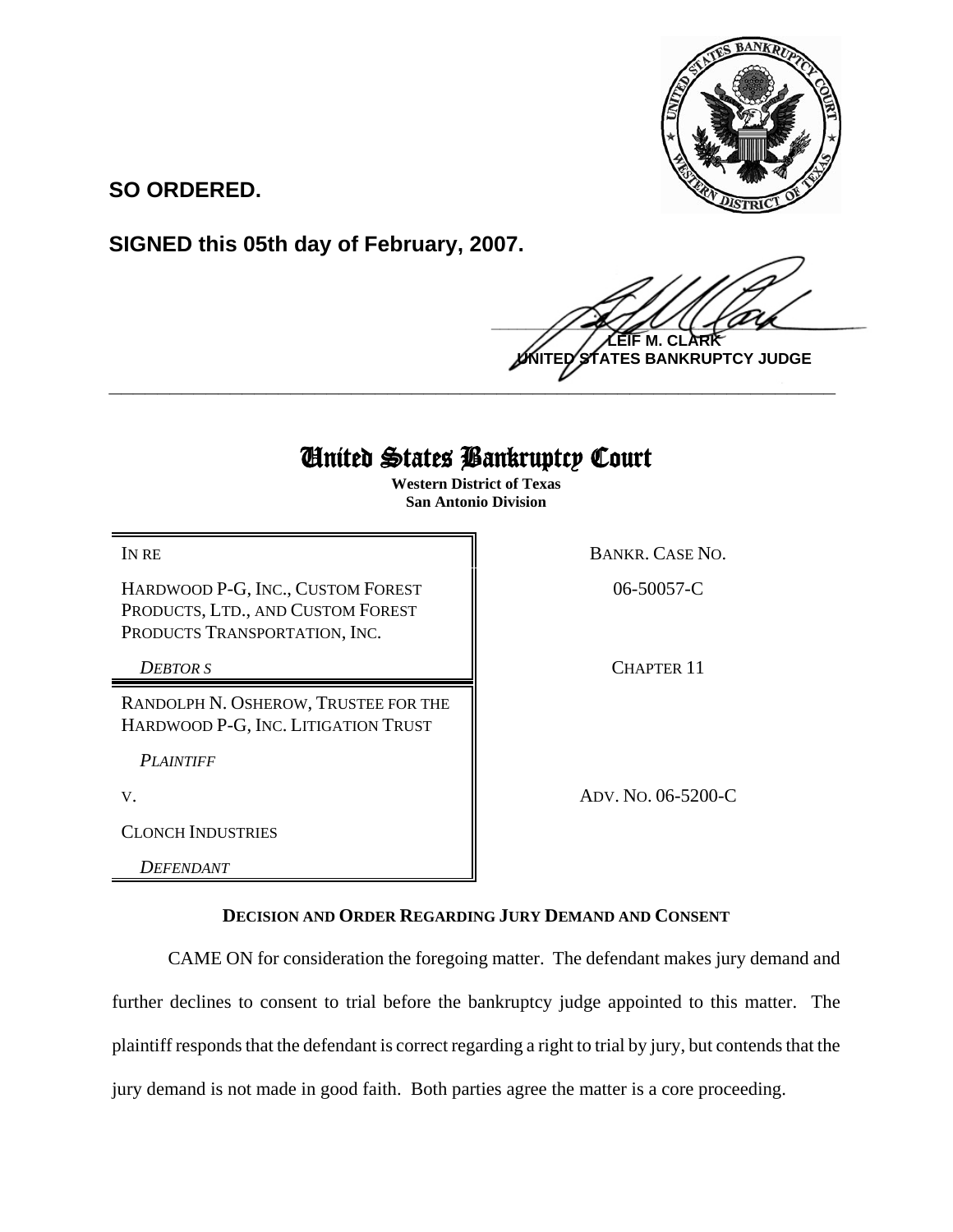**SO ORDERED.**

**SIGNED this 05th day of February, 2007.**

**LEIF M. CLARK**
**UNITED STATES BANKRUPTCY JUDGE**

---

# United States Bankruptcy Court

**Western District of Texas**
**San Antonio Division**

| | |
|---|---|
| IN RE | BANKR. CASE NO. |
| HARDWOOD P-G, INC., CUSTOM FOREST PRODUCTS, LTD., AND CUSTOM FOREST PRODUCTS TRANSPORTATION, INC. | 06-50057-C |
| *DEBTOR S* | CHAPTER 11 |
| RANDOLPH N. OSHEROW, TRUSTEE FOR THE HARDWOOD P-G, INC. LITIGATION TRUST | |
| *PLAINTIFF* | |
| V. | ADV. NO. 06-5200-C |
| CLONCH INDUSTRIES | |
| *DEFENDANT* | |

**DECISION AND ORDER REGARDING JURY DEMAND AND CONSENT**

CAME ON for consideration the foregoing matter. The defendant makes jury demand and further declines to consent to trial before the bankruptcy judge appointed to this matter. The plaintiff responds that the defendant is correct regarding a right to trial by jury, but contends that the jury demand is not made in good faith. Both parties agree the matter is a core proceeding.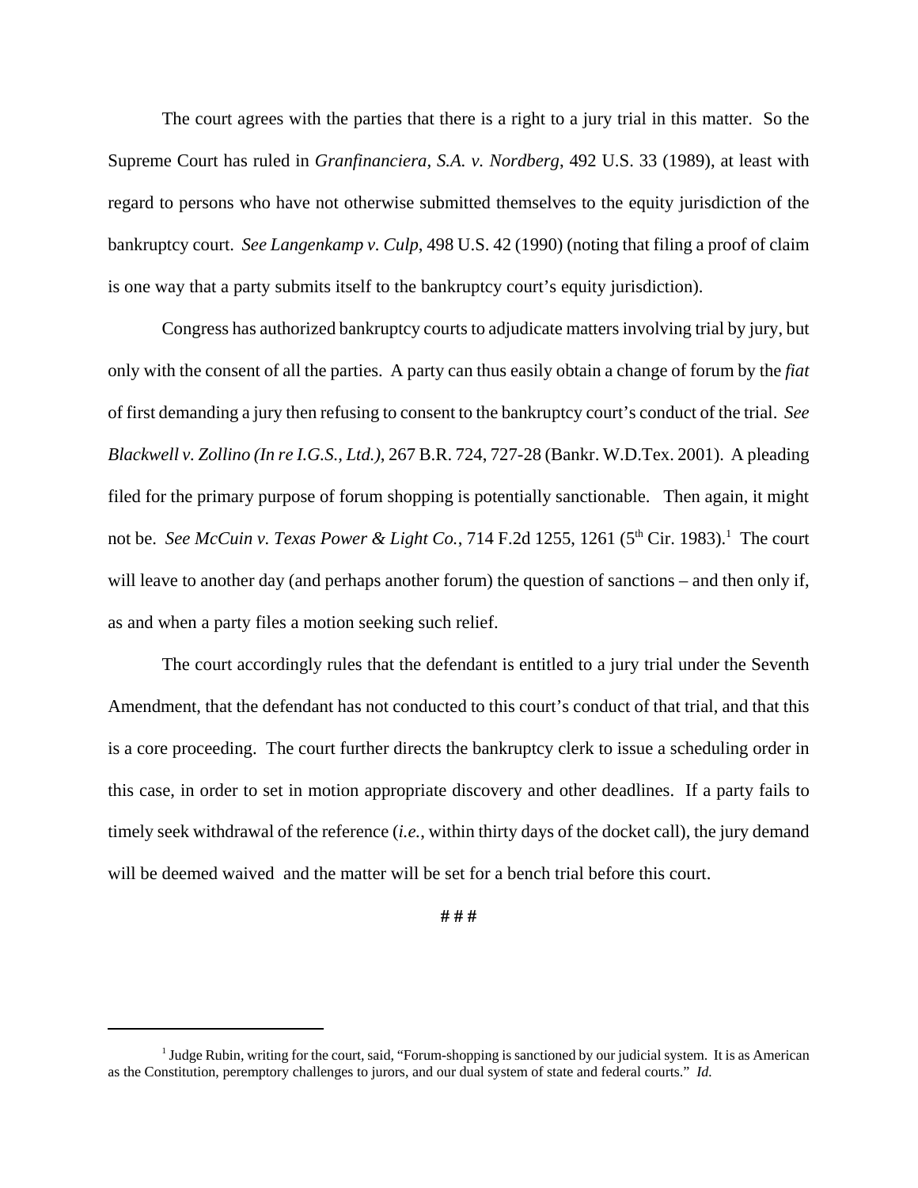The court agrees with the parties that there is a right to a jury trial in this matter. So the Supreme Court has ruled in *Granfinanciera, S.A. v. Nordberg*, 492 U.S. 33 (1989), at least with regard to persons who have not otherwise submitted themselves to the equity jurisdiction of the bankruptcy court. *See Langenkamp v. Culp*, 498 U.S. 42 (1990) (noting that filing a proof of claim is one way that a party submits itself to the bankruptcy court's equity jurisdiction).

Congress has authorized bankruptcy courts to adjudicate matters involving trial by jury, but only with the consent of all the parties. A party can thus easily obtain a change of forum by the *fiat* of first demanding a jury then refusing to consent to the bankruptcy court's conduct of the trial. *See Blackwell v. Zollino (In re I.G.S., Ltd.)*, 267 B.R. 724, 727-28 (Bankr. W.D.Tex. 2001). A pleading filed for the primary purpose of forum shopping is potentially sanctionable. Then again, it might not be. *See McCuin v. Texas Power & Light Co.*, 714 F.2d 1255, 1261 (5th Cir. 1983).[1] The court will leave to another day (and perhaps another forum) the question of sanctions – and then only if, as and when a party files a motion seeking such relief.

The court accordingly rules that the defendant is entitled to a jury trial under the Seventh Amendment, that the defendant has not conducted to this court's conduct of that trial, and that this is a core proceeding. The court further directs the bankruptcy clerk to issue a scheduling order in this case, in order to set in motion appropriate discovery and other deadlines. If a party fails to timely seek withdrawal of the reference (*i.e.*, within thirty days of the docket call), the jury demand will be deemed waived and the matter will be set for a bench trial before this court.

# # #

[1] Judge Rubin, writing for the court, said, "Forum-shopping is sanctioned by our judicial system. It is as American as the Constitution, peremptory challenges to jurors, and our dual system of state and federal courts." *Id.*